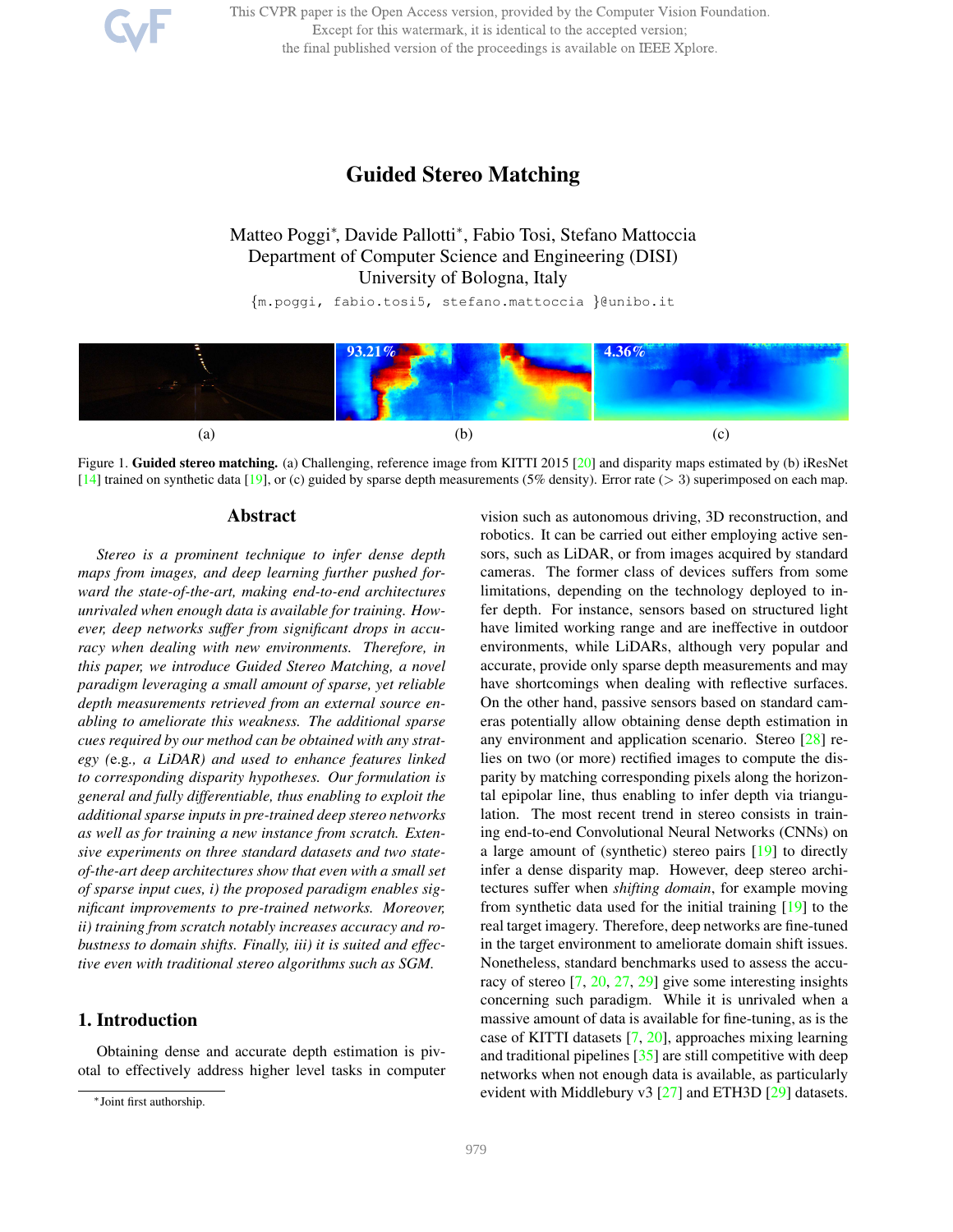# Guided Stereo Matching

Matteo Poggi*, Davide Pallotti*, Fabio Tosi, Stefano Mattoccia
Department of Computer Science and Engineering (DISI)
University of Bologna, Italy

{m.poggi, fabio.tosi5, stefano.mattoccia }@unibo.it

(a) (b) (c)

Figure 1. **Guided stereo matching.** (a) Challenging, reference image from KITTI 2015 [20] and disparity maps estimated by (b) iResNet [14] trained on synthetic data [19], or (c) guided by sparse depth measurements (5% density). Error rate (> 3) superimposed on each map.

## Abstract

*Stereo is a prominent technique to infer dense depth maps from images, and deep learning further pushed forward the state-of-the-art, making end-to-end architectures unrivaled when enough data is available for training. However, deep networks suffer from significant drops in accuracy when dealing with new environments. Therefore, in this paper, we introduce Guided Stereo Matching, a novel paradigm leveraging a small amount of sparse, yet reliable depth measurements retrieved from an external source enabling to ameliorate this weakness. The additional sparse cues required by our method can be obtained with any strategy (e.g., a LiDAR) and used to enhance features linked to corresponding disparity hypotheses. Our formulation is general and fully differentiable, thus enabling to exploit the additional sparse inputs in pre-trained deep stereo networks as well as for training a new instance from scratch. Extensive experiments on three standard datasets and two state-of-the-art deep architectures show that even with a small set of sparse input cues, i) the proposed paradigm enables significant improvements to pre-trained networks. Moreover, ii) training from scratch notably increases accuracy and robustness to domain shifts. Finally, iii) it is suited and effective even with traditional stereo algorithms such as SGM.*

## 1. Introduction

Obtaining dense and accurate depth estimation is pivotal to effectively address higher level tasks in computer vision such as autonomous driving, 3D reconstruction, and robotics. It can be carried out either employing active sensors, such as LiDAR, or from images acquired by standard cameras. The former class of devices suffers from some limitations, depending on the technology deployed to infer depth. For instance, sensors based on structured light have limited working range and are ineffective in outdoor environments, while LiDARs, although very popular and accurate, provide only sparse depth measurements and may have shortcomings when dealing with reflective surfaces. On the other hand, passive sensors based on standard cameras potentially allow obtaining dense depth estimation in any environment and application scenario. Stereo [28] relies on two (or more) rectified images to compute the disparity by matching corresponding pixels along the horizontal epipolar line, thus enabling to infer depth via triangulation. The most recent trend in stereo consists in training end-to-end Convolutional Neural Networks (CNNs) on a large amount of (synthetic) stereo pairs [19] to directly infer a dense disparity map. However, deep stereo architectures suffer when *shifting domain*, for example moving from synthetic data used for the initial training [19] to the real target imagery. Therefore, deep networks are fine-tuned in the target environment to ameliorate domain shift issues. Nonetheless, standard benchmarks used to assess the accuracy of stereo [7, 20, 27, 29] give some interesting insights concerning such paradigm. While it is unrivaled when a massive amount of data is available for fine-tuning, as is the case of KITTI datasets [7, 20], approaches mixing learning and traditional pipelines [35] are still competitive with deep networks when not enough data is available, as particularly evident with Middlebury v3 [27] and ETH3D [29] datasets.

*Joint first authorship.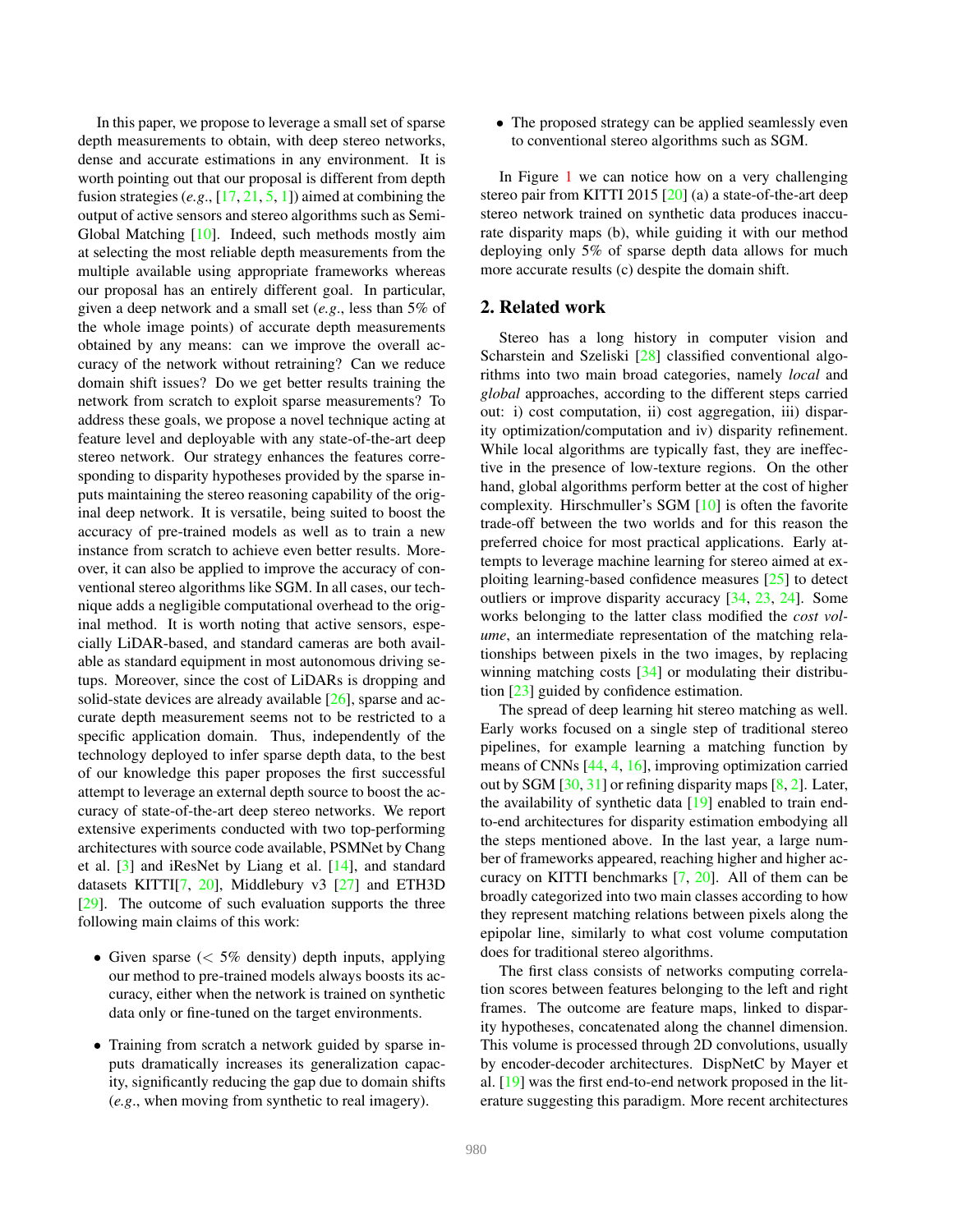In this paper, we propose to leverage a small set of sparse depth measurements to obtain, with deep stereo networks, dense and accurate estimations in any environment. It is worth pointing out that our proposal is different from depth fusion strategies (*e.g*., [17, 21, 5, 1]) aimed at combining the output of active sensors and stereo algorithms such as Semi-Global Matching [10]. Indeed, such methods mostly aim at selecting the most reliable depth measurements from the multiple available using appropriate frameworks whereas our proposal has an entirely different goal. In particular, given a deep network and a small set (*e.g*., less than 5% of the whole image points) of accurate depth measurements obtained by any means: can we improve the overall accuracy of the network without retraining? Can we reduce domain shift issues? Do we get better results training the network from scratch to exploit sparse measurements? To address these goals, we propose a novel technique acting at feature level and deployable with any state-of-the-art deep stereo network. Our strategy enhances the features corresponding to disparity hypotheses provided by the sparse inputs maintaining the stereo reasoning capability of the original deep network. It is versatile, being suited to boost the accuracy of pre-trained models as well as to train a new instance from scratch to achieve even better results. Moreover, it can also be applied to improve the accuracy of conventional stereo algorithms like SGM. In all cases, our technique adds a negligible computational overhead to the original method. It is worth noting that active sensors, especially LiDAR-based, and standard cameras are both available as standard equipment in most autonomous driving setups. Moreover, since the cost of LiDARs is dropping and solid-state devices are already available [26], sparse and accurate depth measurement seems not to be restricted to a specific application domain. Thus, independently of the technology deployed to infer sparse depth data, to the best of our knowledge this paper proposes the first successful attempt to leverage an external depth source to boost the accuracy of state-of-the-art deep stereo networks. We report extensive experiments conducted with two top-performing architectures with source code available, PSMNet by Chang et al. [3] and iResNet by Liang et al. [14], and standard datasets KITTI[7, 20], Middlebury v3 [27] and ETH3D [29]. The outcome of such evaluation supports the three following main claims of this work:

- Given sparse ($< 5\%$ density) depth inputs, applying our method to pre-trained models always boosts its accuracy, either when the network is trained on synthetic data only or fine-tuned on the target environments.
- Training from scratch a network guided by sparse inputs dramatically increases its generalization capacity, significantly reducing the gap due to domain shifts (*e.g*., when moving from synthetic to real imagery).
- The proposed strategy can be applied seamlessly even to conventional stereo algorithms such as SGM.

In Figure 1 we can notice how on a very challenging stereo pair from KITTI 2015 [20] (a) a state-of-the-art deep stereo network trained on synthetic data produces inaccurate disparity maps (b), while guiding it with our method deploying only 5% of sparse depth data allows for much more accurate results (c) despite the domain shift.

## 2. Related work

Stereo has a long history in computer vision and Scharstein and Szeliski [28] classified conventional algorithms into two main broad categories, namely *local* and *global* approaches, according to the different steps carried out: i) cost computation, ii) cost aggregation, iii) disparity optimization/computation and iv) disparity refinement. While local algorithms are typically fast, they are ineffective in the presence of low-texture regions. On the other hand, global algorithms perform better at the cost of higher complexity. Hirschmuller's SGM [10] is often the favorite trade-off between the two worlds and for this reason the preferred choice for most practical applications. Early attempts to leverage machine learning for stereo aimed at exploiting learning-based confidence measures [25] to detect outliers or improve disparity accuracy [34, 23, 24]. Some works belonging to the latter class modified the *cost volume*, an intermediate representation of the matching relationships between pixels in the two images, by replacing winning matching costs [34] or modulating their distribution [23] guided by confidence estimation.

The spread of deep learning hit stereo matching as well. Early works focused on a single step of traditional stereo pipelines, for example learning a matching function by means of CNNs [44, 4, 16], improving optimization carried out by SGM [30, 31] or refining disparity maps [8, 2]. Later, the availability of synthetic data [19] enabled to train end-to-end architectures for disparity estimation embodying all the steps mentioned above. In the last year, a large number of frameworks appeared, reaching higher and higher accuracy on KITTI benchmarks [7, 20]. All of them can be broadly categorized into two main classes according to how they represent matching relations between pixels along the epipolar line, similarly to what cost volume computation does for traditional stereo algorithms.

The first class consists of networks computing correlation scores between features belonging to the left and right frames. The outcome are feature maps, linked to disparity hypotheses, concatenated along the channel dimension. This volume is processed through 2D convolutions, usually by encoder-decoder architectures. DispNetC by Mayer et al. [19] was the first end-to-end network proposed in the literature suggesting this paradigm. More recent architectures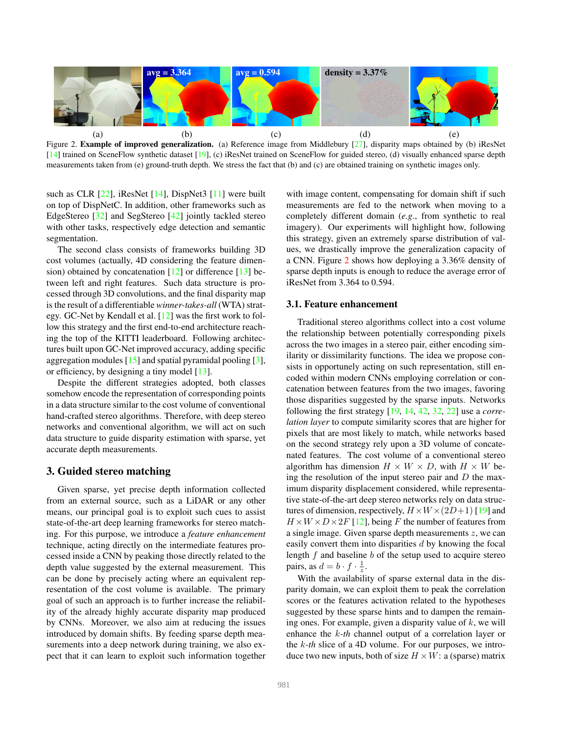Figure 2. **Example of improved generalization.** (a) Reference image from Middlebury [27], disparity maps obtained by (b) iResNet [14] trained on SceneFlow synthetic dataset [19], (c) iResNet trained on SceneFlow for guided stereo, (d) visually enhanced sparse depth measurements taken from (e) ground-truth depth. We stress the fact that (b) and (c) are obtained training on synthetic images only.

such as CLR [22], iResNet [14], DispNet3 [11] were built on top of DispNetC. In addition, other frameworks such as EdgeStereo [32] and SegStereo [42] jointly tackled stereo with other tasks, respectively edge detection and semantic segmentation.

The second class consists of frameworks building 3D cost volumes (actually, 4D considering the feature dimension) obtained by concatenation [12] or difference [13] between left and right features. Such data structure is processed through 3D convolutions, and the final disparity map is the result of a differentiable *winner-takes-all* (WTA) strategy. GC-Net by Kendall et al. [12] was the first work to follow this strategy and the first end-to-end architecture reaching the top of the KITTI leaderboard. Following architectures built upon GC-Net improved accuracy, adding specific aggregation modules [15] and spatial pyramidal pooling [3], or efficiency, by designing a tiny model [13].

Despite the different strategies adopted, both classes somehow encode the representation of corresponding points in a data structure similar to the cost volume of conventional hand-crafted stereo algorithms. Therefore, with deep stereo networks and conventional algorithm, we will act on such data structure to guide disparity estimation with sparse, yet accurate depth measurements.

## 3. Guided stereo matching

Given sparse, yet precise depth information collected from an external source, such as a LiDAR or any other means, our principal goal is to exploit such cues to assist state-of-the-art deep learning frameworks for stereo matching. For this purpose, we introduce a *feature enhancement* technique, acting directly on the intermediate features processed inside a CNN by peaking those directly related to the depth value suggested by the external measurement. This can be done by precisely acting where an equivalent representation of the cost volume is available. The primary goal of such an approach is to further increase the reliability of the already highly accurate disparity map produced by CNNs. Moreover, we also aim at reducing the issues introduced by domain shifts. By feeding sparse depth measurements into a deep network during training, we also expect that it can learn to exploit such information together with image content, compensating for domain shift if such measurements are fed to the network when moving to a completely different domain (*e.g.*, from synthetic to real imagery). Our experiments will highlight how, following this strategy, given an extremely sparse distribution of values, we drastically improve the generalization capacity of a CNN. Figure 2 shows how deploying a 3.36% density of sparse depth inputs is enough to reduce the average error of iResNet from 3.364 to 0.594.

### 3.1. Feature enhancement

Traditional stereo algorithms collect into a cost volume the relationship between potentially corresponding pixels across the two images in a stereo pair, either encoding similarity or dissimilarity functions. The idea we propose consists in opportunely acting on such representation, still encoded within modern CNNs employing correlation or concatenation between features from the two images, favoring those disparities suggested by the sparse inputs. Networks following the first strategy [19, 14, 42, 32, 22] use a *correlation layer* to compute similarity scores that are higher for pixels that are most likely to match, while networks based on the second strategy rely upon a 3D volume of concatenated features. The cost volume of a conventional stereo algorithm has dimension $H \times W \times D$, with $H \times W$ being the resolution of the input stereo pair and $D$ the maximum disparity displacement considered, while representative state-of-the-art deep stereo networks rely on data structures of dimension, respectively, $H \times W \times (2D+1)$ [19] and $H \times W \times D \times 2F$ [12], being $F$ the number of features from a single image. Given sparse depth measurements $z$, we can easily convert them into disparities $d$ by knowing the focal length $f$ and baseline $b$ of the setup used to acquire stereo pairs, as $d = b \cdot f \cdot \frac{1}{z}$.

With the availability of sparse external data in the disparity domain, we can exploit them to peak the correlation scores or the features activation related to the hypotheses suggested by these sparse hints and to dampen the remaining ones. For example, given a disparity value of $k$, we will enhance the $k$-*th* channel output of a correlation layer or the $k$-*th* slice of a 4D volume. For our purposes, we introduce two new inputs, both of size $H \times W$: a (sparse) matrix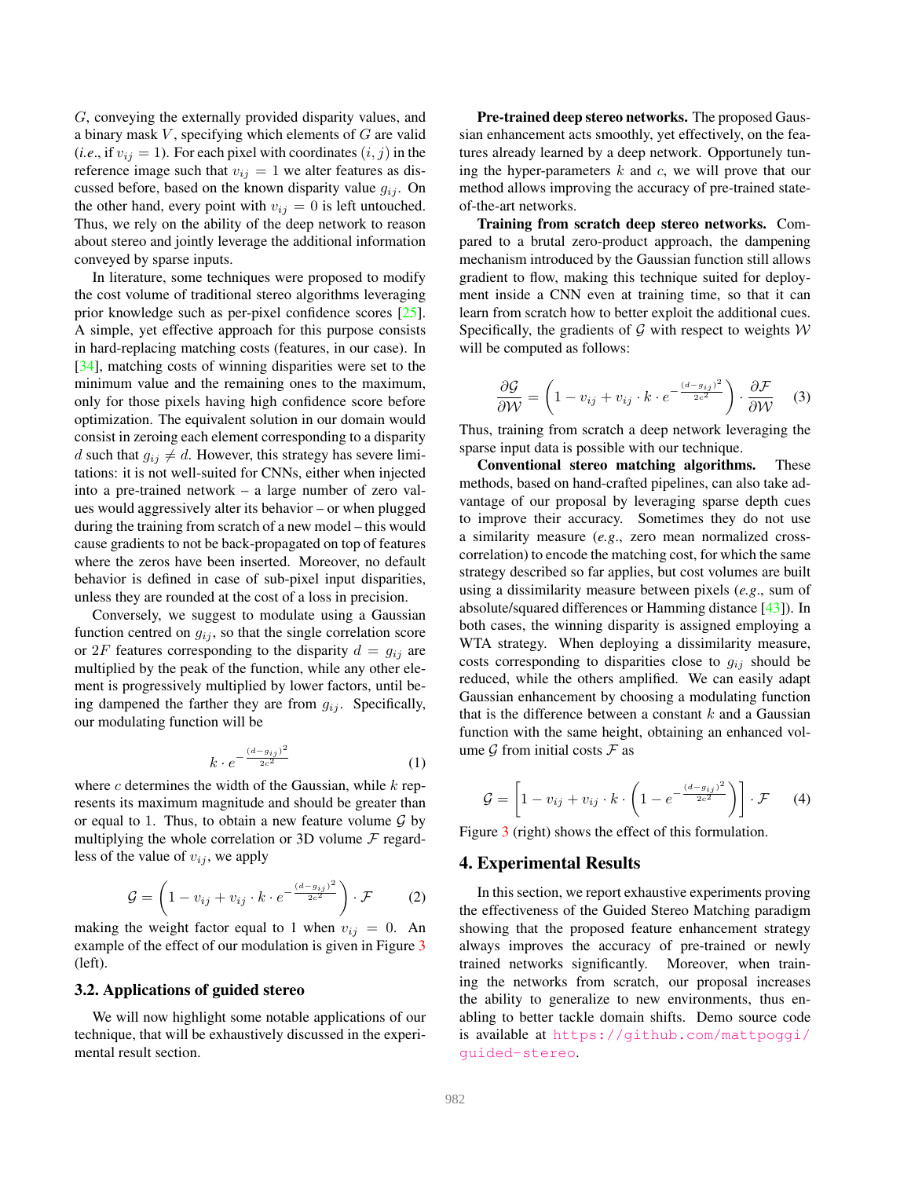$G$, conveying the externally provided disparity values, and a binary mask $V$, specifying which elements of $G$ are valid (*i.e*., if $v_{ij} = 1$). For each pixel with coordinates $(i, j)$ in the reference image such that $v_{ij} = 1$ we alter features as discussed before, based on the known disparity value $g_{ij}$. On the other hand, every point with $v_{ij} = 0$ is left untouched. Thus, we rely on the ability of the deep network to reason about stereo and jointly leverage the additional information conveyed by sparse inputs.

In literature, some techniques were proposed to modify the cost volume of traditional stereo algorithms leveraging prior knowledge such as per-pixel confidence scores [25]. A simple, yet effective approach for this purpose consists in hard-replacing matching costs (features, in our case). In [34], matching costs of winning disparities were set to the minimum value and the remaining ones to the maximum, only for those pixels having high confidence score before optimization. The equivalent solution in our domain would consist in zeroing each element corresponding to a disparity $d$ such that $g_{ij} \neq d$. However, this strategy has severe limitations: it is not well-suited for CNNs, either when injected into a pre-trained network – a large number of zero values would aggressively alter its behavior – or when plugged during the training from scratch of a new model – this would cause gradients to not be back-propagated on top of features where the zeros have been inserted. Moreover, no default behavior is defined in case of sub-pixel input disparities, unless they are rounded at the cost of a loss in precision.

Conversely, we suggest to modulate using a Gaussian function centred on $g_{ij}$, so that the single correlation score or $2F$ features corresponding to the disparity $d = g_{ij}$ are multiplied by the peak of the function, while any other element is progressively multiplied by lower factors, until being dampened the farther they are from $g_{ij}$. Specifically, our modulating function will be

$$k \cdot e^{-\frac{(d-g_{ij})^2}{2c^2}} \tag{1}$$

where $c$ determines the width of the Gaussian, while $k$ represents its maximum magnitude and should be greater than or equal to 1. Thus, to obtain a new feature volume $\mathcal{G}$ by multiplying the whole correlation or 3D volume $\mathcal{F}$ regardless of the value of $v_{ij}$, we apply

$$\mathcal{G} = \left(1 - v_{ij} + v_{ij} \cdot k \cdot e^{-\frac{(d-g_{ij})^2}{2c^2}}\right) \cdot \mathcal{F} \tag{2}$$

making the weight factor equal to 1 when $v_{ij} = 0$. An example of the effect of our modulation is given in Figure 3 (left).

### 3.2. Applications of guided stereo

We will now highlight some notable applications of our technique, that will be exhaustively discussed in the experimental result section.

**Pre-trained deep stereo networks.** The proposed Gaussian enhancement acts smoothly, yet effectively, on the features already learned by a deep network. Opportunely tuning the hyper-parameters $k$ and $c$, we will prove that our method allows improving the accuracy of pre-trained state-of-the-art networks.

**Training from scratch deep stereo networks.** Compared to a brutal zero-product approach, the dampening mechanism introduced by the Gaussian function still allows gradient to flow, making this technique suited for deployment inside a CNN even at training time, so that it can learn from scratch how to better exploit the additional cues. Specifically, the gradients of $\mathcal{G}$ with respect to weights $\mathcal{W}$ will be computed as follows:

$$\frac{\partial \mathcal{G}}{\partial \mathcal{W}} = \left(1 - v_{ij} + v_{ij} \cdot k \cdot e^{-\frac{(d-g_{ij})^2}{2c^2}}\right) \cdot \frac{\partial \mathcal{F}}{\partial \mathcal{W}} \tag{3}$$

Thus, training from scratch a deep network leveraging the sparse input data is possible with our technique.

**Conventional stereo matching algorithms.** These methods, based on hand-crafted pipelines, can also take advantage of our proposal by leveraging sparse depth cues to improve their accuracy. Sometimes they do not use a similarity measure (*e.g*., zero mean normalized cross-correlation) to encode the matching cost, for which the same strategy described so far applies, but cost volumes are built using a dissimilarity measure between pixels (*e.g*., sum of absolute/squared differences or Hamming distance [43]). In both cases, the winning disparity is assigned employing a WTA strategy. When deploying a dissimilarity measure, costs corresponding to disparities close to $g_{ij}$ should be reduced, while the others amplified. We can easily adapt Gaussian enhancement by choosing a modulating function that is the difference between a constant $k$ and a Gaussian function with the same height, obtaining an enhanced volume $\mathcal{G}$ from initial costs $\mathcal{F}$ as

$$\mathcal{G} = \left[1 - v_{ij} + v_{ij} \cdot k \cdot \left(1 - e^{-\frac{(d-g_{ij})^2}{2c^2}}\right)\right] \cdot \mathcal{F} \tag{4}$$

Figure 3 (right) shows the effect of this formulation.

## 4. Experimental Results

In this section, we report exhaustive experiments proving the effectiveness of the Guided Stereo Matching paradigm showing that the proposed feature enhancement strategy always improves the accuracy of pre-trained or newly trained networks significantly. Moreover, when training the networks from scratch, our proposal increases the ability to generalize to new environments, thus enabling to better tackle domain shifts. Demo source code is available at https://github.com/mattpoggi/guided-stereo.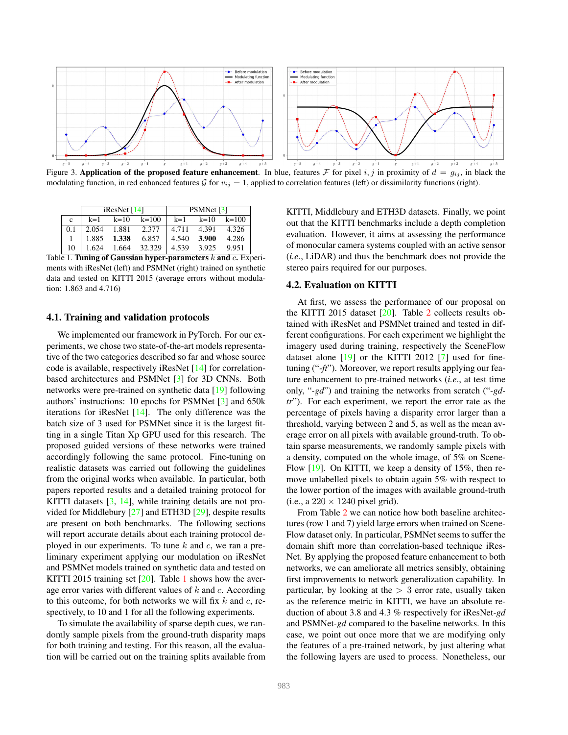Figure 3. **Application of the proposed feature enhancement**. In blue, features $\mathcal{F}$ for pixel $i, j$ in proximity of $d = g_{ij}$, in black the modulating function, in red enhanced features $\mathcal{G}$ for $v_{ij} = 1$, applied to correlation features (left) or dissimilarity functions (right).

| | iResNet [14] | | | PSMNet [3] | | |
|---|---|---|---|---|---|---|
| c | k=1 | k=10 | k=100 | k=1 | k=10 | k=100 |
| 0.1 | 2.054 | 1.881 | 2.377 | 4.711 | 4.391 | 4.326 |
| 1 | 1.885 | **1.338** | 6.857 | 4.540 | **3.900** | 4.286 |
| 10 | 1.624 | 1.664 | 32.329 | 4.539 | 3.925 | 9.951 |

Table 1. **Tuning of Gaussian hyper-parameters $k$ and $c$.** Experiments with iResNet (left) and PSMNet (right) trained on synthetic data and tested on KITTI 2015 (average errors without modulation: 1.863 and 4.716)

## 4.1. Training and validation protocols

We implemented our framework in PyTorch. For our experiments, we chose two state-of-the-art models representative of the two categories described so far and whose source code is available, respectively iResNet [14] for correlation-based architectures and PSMNet [3] for 3D CNNs. Both networks were pre-trained on synthetic data [19] following authors' instructions: 10 epochs for PSMNet [3] and 650k iterations for iResNet [14]. The only difference was the batch size of 3 used for PSMNet since it is the largest fitting in a single Titan Xp GPU used for this research. The proposed guided versions of these networks were trained accordingly following the same protocol. Fine-tuning on realistic datasets was carried out following the guidelines from the original works when available. In particular, both papers reported results and a detailed training protocol for KITTI datasets [3, 14], while training details are not provided for Middlebury [27] and ETH3D [29], despite results are present on both benchmarks. The following sections will report accurate details about each training protocol deployed in our experiments. To tune $k$ and $c$, we ran a preliminary experiment applying our modulation on iResNet and PSMNet models trained on synthetic data and tested on KITTI 2015 training set [20]. Table 1 shows how the average error varies with different values of $k$ and $c$. According to this outcome, for both networks we will fix $k$ and $c$, respectively, to 10 and 1 for all the following experiments.

To simulate the availability of sparse depth cues, we randomly sample pixels from the ground-truth disparity maps for both training and testing. For this reason, all the evaluation will be carried out on the training splits available from KITTI, Middlebury and ETH3D datasets. Finally, we point out that the KITTI benchmarks include a depth completion evaluation. However, it aims at assessing the performance of monocular camera systems coupled with an active sensor (*i.e*., LiDAR) and thus the benchmark does not provide the stereo pairs required for our purposes.

## 4.2. Evaluation on KITTI

At first, we assess the performance of our proposal on the KITTI 2015 dataset [20]. Table 2 collects results obtained with iResNet and PSMNet trained and tested in different configurations. For each experiment we highlight the imagery used during training, respectively the SceneFlow dataset alone [19] or the KITTI 2012 [7] used for fine-tuning ("*-ft*"). Moreover, we report results applying our feature enhancement to pre-trained networks (*i.e*., at test time only, "*-gd*") and training the networks from scratch ("*-gd-tr*"). For each experiment, we report the error rate as the percentage of pixels having a disparity error larger than a threshold, varying between 2 and 5, as well as the mean average error on all pixels with available ground-truth. To obtain sparse measurements, we randomly sample pixels with a density, computed on the whole image, of 5% on SceneFlow [19]. On KITTI, we keep a density of 15%, then remove unlabelled pixels to obtain again 5% with respect to the lower portion of the images with available ground-truth (i.e., a 220 × 1240 pixel grid).

From Table 2 we can notice how both baseline architectures (row 1 and 7) yield large errors when trained on SceneFlow dataset only. In particular, PSMNet seems to suffer the domain shift more than correlation-based technique iResNet. By applying the proposed feature enhancement to both networks, we can ameliorate all metrics sensibly, obtaining first improvements to network generalization capability. In particular, by looking at the $> 3$ error rate, usually taken as the reference metric in KITTI, we have an absolute reduction of about 3.8 and 4.3 % respectively for iResNet-*gd* and PSMNet-*gd* compared to the baseline networks. In this case, we point out once more that we are modifying only the features of a pre-trained network, by just altering what the following layers are used to process. Nonetheless, our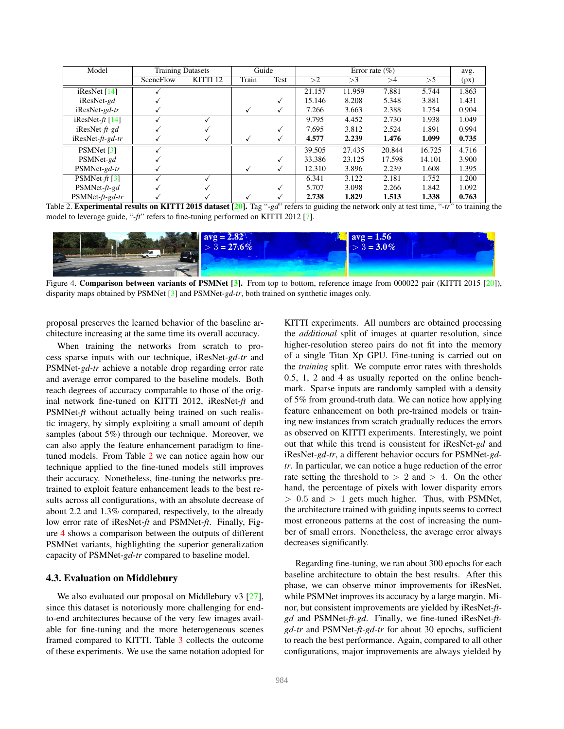| Model | Training Datasets | | Guide | | Error rate (%) | | | | avg. |
|---|---|---|---|---|---|---|---|---|---|
| | SceneFlow | KITTI 12 | Train | Test | >2 | >3 | >4 | >5 | (px) |
| iResNet [14] | ✓ | | | | 21.157 | 11.959 | 7.881 | 5.744 | 1.863 |
| iResNet-*gd* | ✓ | | | ✓ | 15.146 | 8.208 | 5.348 | 3.881 | 1.431 |
| iResNet-*gd-tr* | ✓ | | ✓ | ✓ | 7.266 | 3.663 | 2.388 | 1.754 | 0.904 |
| iResNet-*ft* [14] | ✓ | ✓ | | | 9.795 | 4.452 | 2.730 | 1.938 | 1.049 |
| iResNet-*ft-gd* | ✓ | ✓ | | ✓ | 7.695 | 3.812 | 2.524 | 1.891 | 0.994 |
| iResNet-*ft-gd-tr* | ✓ | ✓ | ✓ | ✓ | **4.577** | **2.239** | **1.476** | **1.099** | **0.735** |
| PSMNet [3] | ✓ | | | | 39.505 | 27.435 | 20.844 | 16.725 | 4.716 |
| PSMNet-*gd* | ✓ | | | ✓ | 33.386 | 23.125 | 17.598 | 14.101 | 3.900 |
| PSMNet-*gd-tr* | ✓ | | ✓ | ✓ | 12.310 | 3.896 | 2.239 | 1.608 | 1.395 |
| PSMNet-*ft* [3] | ✓ | ✓ | | | 6.341 | 3.122 | 2.181 | 1.752 | 1.200 |
| PSMNet-*ft-gd* | ✓ | ✓ | | ✓ | 5.707 | 3.098 | 2.266 | 1.842 | 1.092 |
| PSMNet-*ft-gd-tr* | ✓ | ✓ | ✓ | ✓ | **2.738** | **1.829** | **1.513** | **1.338** | **0.763** |

Table 2. **Experimental results on KITTI 2015 dataset [20].** Tag "-*gd*" refers to guiding the network only at test time, "-*tr*" to training the model to leverage guide, "-*ft*" refers to fine-tuning performed on KITTI 2012 [7].

Figure 4. **Comparison between variants of PSMNet [3].** From top to bottom, reference image from 000022 pair (KITTI 2015 [20]), disparity maps obtained by PSMNet [3] and PSMNet-*gd-tr*, both trained on synthetic images only.

proposal preserves the learned behavior of the baseline architecture increasing at the same time its overall accuracy.

When training the networks from scratch to process sparse inputs with our technique, iResNet-*gd-tr* and PSMNet-*gd-tr* achieve a notable drop regarding error rate and average error compared to the baseline models. Both reach degrees of accuracy comparable to those of the original network fine-tuned on KITTI 2012, iResNet-*ft* and PSMNet-*ft* without actually being trained on such realistic imagery, by simply exploiting a small amount of depth samples (about 5%) through our technique. Moreover, we can also apply the feature enhancement paradigm to fine-tuned models. From Table 2 we can notice again how our technique applied to the fine-tuned models still improves their accuracy. Nonetheless, fine-tuning the networks pre-trained to exploit feature enhancement leads to the best results across all configurations, with an absolute decrease of about 2.2 and 1.3% compared, respectively, to the already low error rate of iResNet-*ft* and PSMNet-*ft*. Finally, Figure 4 shows a comparison between the outputs of different PSMNet variants, highlighting the superior generalization capacity of PSMNet-*gd-tr* compared to baseline model.

### 4.3. Evaluation on Middlebury

We also evaluated our proposal on Middlebury v3 [27], since this dataset is notoriously more challenging for end-to-end architectures because of the very few images available for fine-tuning and the more heterogeneous scenes framed compared to KITTI. Table 3 collects the outcome of these experiments. We use the same notation adopted for KITTI experiments. All numbers are obtained processing the *additional* split of images at quarter resolution, since higher-resolution stereo pairs do not fit into the memory of a single Titan Xp GPU. Fine-tuning is carried out on the *training* split. We compute error rates with thresholds 0.5, 1, 2 and 4 as usually reported on the online benchmark. Sparse inputs are randomly sampled with a density of 5% from ground-truth data. We can notice how applying feature enhancement on both pre-trained models or training new instances from scratch gradually reduces the errors as observed on KITTI experiments. Interestingly, we point out that while this trend is consistent for iResNet-*gd* and iResNet-*gd-tr*, a different behavior occurs for PSMNet-*gd-tr*. In particular, we can notice a huge reduction of the error rate setting the threshold to $> 2$ and $> 4$. On the other hand, the percentage of pixels with lower disparity errors $> 0.5$ and $> 1$ gets much higher. Thus, with PSMNet, the architecture trained with guiding inputs seems to correct most erroneous patterns at the cost of increasing the number of small errors. Nonetheless, the average error always decreases significantly.

Regarding fine-tuning, we ran about 300 epochs for each baseline architecture to obtain the best results. After this phase, we can observe minor improvements for iResNet, while PSMNet improves its accuracy by a large margin. Minor, but consistent improvements are yielded by iResNet-*ft-gd* and PSMNet-*ft-gd*. Finally, we fine-tuned iResNet-*ft-gd-tr* and PSMNet-*ft-gd-tr* for about 30 epochs, sufficient to reach the best performance. Again, compared to all other configurations, major improvements are always yielded by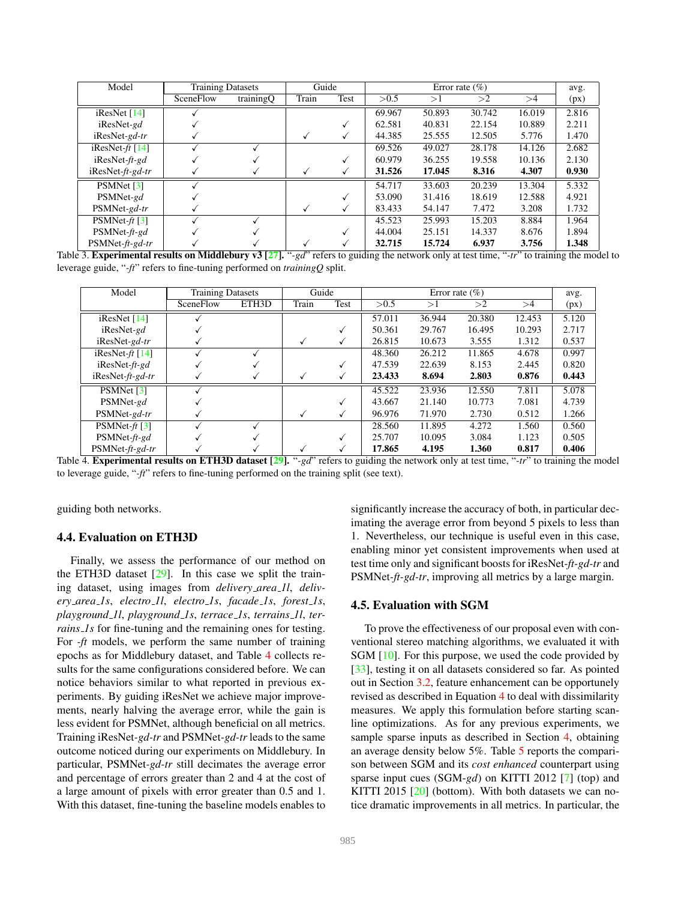| Model | Training Datasets | | Guide | | Error rate (%) | | | | avg. |
|---|---|---|---|---|---|---|---|---|---|
| | SceneFlow | trainingQ | Train | Test | >0.5 | >1 | >2 | >4 | (px) |
| iResNet [14] | ✓ | | | | 69.967 | 50.893 | 30.742 | 16.019 | 2.816 |
| iResNet-*gd* | ✓ | | | ✓ | 62.581 | 40.831 | 22.154 | 10.889 | 2.211 |
| iResNet-*gd-tr* | ✓ | | ✓ | ✓ | 44.385 | 25.555 | 12.505 | 5.776 | 1.470 |
| iResNet-*ft* [14] | ✓ | ✓ | | | 69.526 | 49.027 | 28.178 | 14.126 | 2.682 |
| iResNet-*ft-gd* | ✓ | ✓ | | ✓ | 60.979 | 36.255 | 19.558 | 10.136 | 2.130 |
| iResNet-*ft-gd-tr* | ✓ | ✓ | ✓ | ✓ | **31.526** | **17.045** | **8.316** | **4.307** | **0.930** |
| PSMNet [3] | ✓ | | | | 54.717 | 33.603 | 20.239 | 13.304 | 5.332 |
| PSMNet-*gd* | ✓ | | | ✓ | 53.090 | 31.416 | 18.619 | 12.588 | 4.921 |
| PSMNet-*gd-tr* | ✓ | | ✓ | ✓ | 83.433 | 54.147 | 7.472 | 3.208 | 1.732 |
| PSMNet-*ft* [3] | ✓ | ✓ | | | 45.523 | 25.993 | 15.203 | 8.884 | 1.964 |
| PSMNet-*ft-gd* | ✓ | ✓ | | ✓ | 44.004 | 25.151 | 14.337 | 8.676 | 1.894 |
| PSMNet-*ft-gd-tr* | ✓ | ✓ | ✓ | ✓ | **32.715** | **15.724** | **6.937** | **3.756** | **1.348** |

Table 3. **Experimental results on Middlebury v3 [27].** "*-gd*" refers to guiding the network only at test time, "*-tr*" to training the model to leverage guide, "*-ft*" refers to fine-tuning performed on *trainingQ* split.

| Model | Training Datasets | | Guide | | Error rate (%) | | | | avg. |
|---|---|---|---|---|---|---|---|---|---|
| | SceneFlow | ETH3D | Train | Test | >0.5 | >1 | >2 | >4 | (px) |
| iResNet [14] | ✓ | | | | 57.011 | 36.944 | 20.380 | 12.453 | 5.120 |
| iResNet-*gd* | ✓ | | | ✓ | 50.361 | 29.767 | 16.495 | 10.293 | 2.717 |
| iResNet-*gd-tr* | ✓ | | ✓ | ✓ | 26.815 | 10.673 | 3.555 | 1.312 | 0.537 |
| iResNet-*ft* [14] | ✓ | ✓ | | | 48.360 | 26.212 | 11.865 | 4.678 | 0.997 |
| iResNet-*ft-gd* | ✓ | ✓ | | ✓ | 47.539 | 22.639 | 8.153 | 2.445 | 0.820 |
| iResNet-*ft-gd-tr* | ✓ | ✓ | ✓ | ✓ | **23.433** | **8.694** | **2.803** | **0.876** | **0.443** |
| PSMNet [3] | ✓ | | | | 45.522 | 23.936 | 12.550 | 7.811 | 5.078 |
| PSMNet-*gd* | ✓ | | | ✓ | 43.667 | 21.140 | 10.773 | 7.081 | 4.739 |
| PSMNet-*gd-tr* | ✓ | | ✓ | ✓ | 96.976 | 71.970 | 2.730 | 0.512 | 1.266 |
| PSMNet-*ft* [3] | ✓ | ✓ | | | 28.560 | 11.895 | 4.272 | 1.560 | 0.560 |
| PSMNet-*ft-gd* | ✓ | ✓ | | ✓ | 25.707 | 10.095 | 3.084 | 1.123 | 0.505 |
| PSMNet-*ft-gd-tr* | ✓ | ✓ | ✓ | ✓ | **17.865** | **4.195** | **1.360** | **0.817** | **0.406** |

Table 4. **Experimental results on ETH3D dataset [29].** "*-gd*" refers to guiding the network only at test time, "*-tr*" to training the model to leverage guide, "*-ft*" refers to fine-tuning performed on the training split (see text).

guiding both networks.

### 4.4. Evaluation on ETH3D

Finally, we assess the performance of our method on the ETH3D dataset [29]. In this case we split the training dataset, using images from *delivery_area_1l*, *delivery_area_1s*, *electro_1l*, *electro_1s*, *facade_1s*, *forest_1s*, *playground_1l*, *playground_1s*, *terrace_1s*, *terrains_1l*, *terrains_1s* for fine-tuning and the remaining ones for testing. For *-ft* models, we perform the same number of training epochs as for Middlebury dataset, and Table 4 collects results for the same configurations considered before. We can notice behaviors similar to what reported in previous experiments. By guiding iResNet we achieve major improvements, nearly halving the average error, while the gain is less evident for PSMNet, although beneficial on all metrics. Training iResNet-*gd-tr* and PSMNet-*gd-tr* leads to the same outcome noticed during our experiments on Middlebury. In particular, PSMNet-*gd-tr* still decimates the average error and percentage of errors greater than 2 and 4 at the cost of a large amount of pixels with error greater than 0.5 and 1. With this dataset, fine-tuning the baseline models enables to significantly increase the accuracy of both, in particular decimating the average error from beyond 5 pixels to less than 1. Nevertheless, our technique is useful even in this case, enabling minor yet consistent improvements when used at test time only and significant boosts for iResNet-*ft-gd-tr* and PSMNet-*ft-gd-tr*, improving all metrics by a large margin.

### 4.5. Evaluation with SGM

To prove the effectiveness of our proposal even with conventional stereo matching algorithms, we evaluated it with SGM [10]. For this purpose, we used the code provided by [33], testing it on all datasets considered so far. As pointed out in Section 3.2, feature enhancement can be opportunely revised as described in Equation 4 to deal with dissimilarity measures. We apply this formulation before starting scanline optimizations. As for any previous experiments, we sample sparse inputs as described in Section 4, obtaining an average density below 5%. Table 5 reports the comparison between SGM and its *cost enhanced* counterpart using sparse input cues (SGM-*gd*) on KITTI 2012 [7] (top) and KITTI 2015 [20] (bottom). With both datasets we can notice dramatic improvements in all metrics. In particular, the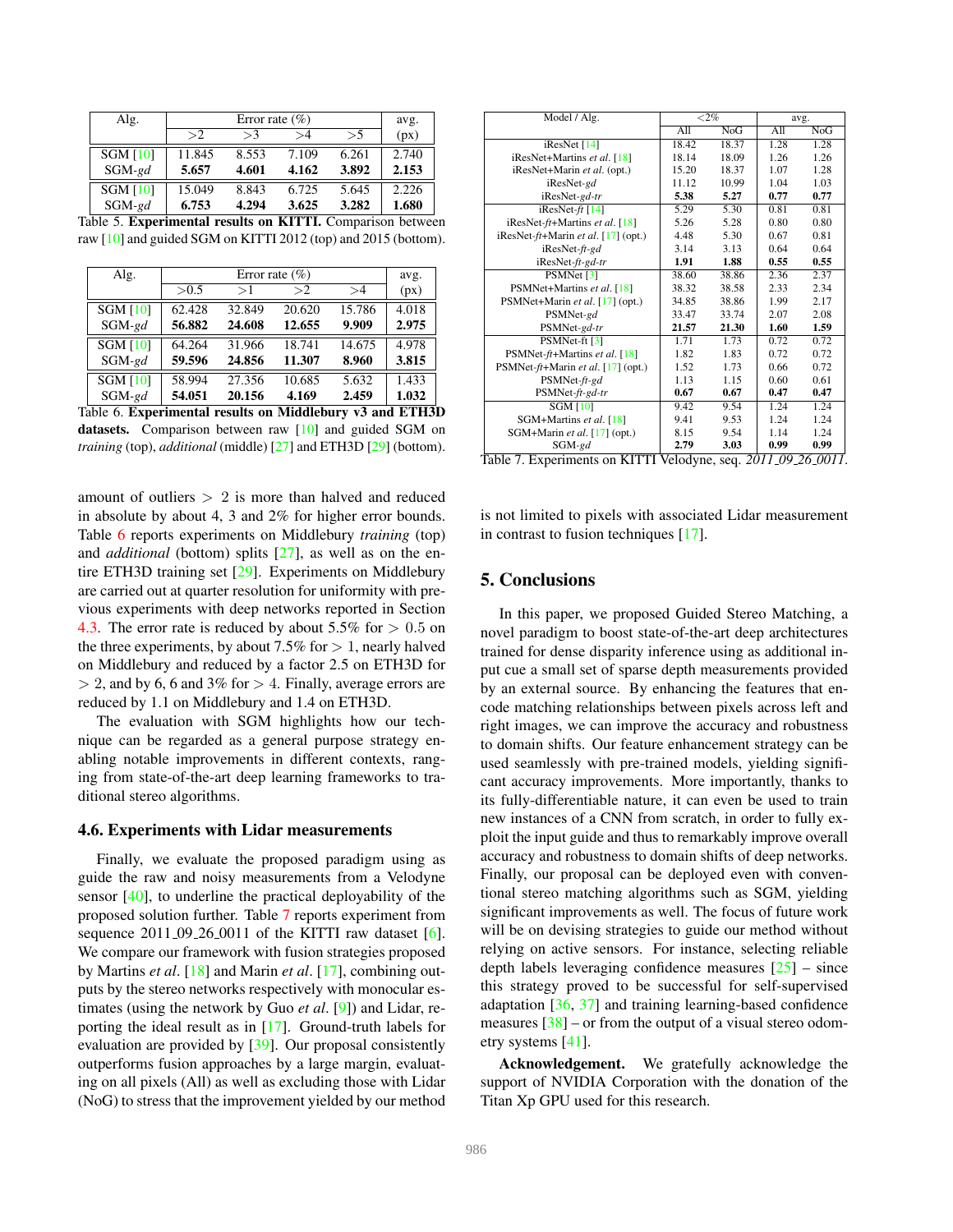| Alg. | Error rate (%) | | | | avg. |
|---|---|---|---|---|---|
| | >2 | >3 | >4 | >5 | (px) |
| SGM [10] | 11.845 | 8.553 | 7.109 | 6.261 | 2.740 |
| SGM-*gd* | **5.657** | **4.601** | **4.162** | **3.892** | **2.153** |
| SGM [10] | 15.049 | 8.843 | 6.725 | 5.645 | 2.226 |
| SGM-*gd* | **6.753** | **4.294** | **3.625** | **3.282** | **1.680** |

Table 5. **Experimental results on KITTI.** Comparison between raw [10] and guided SGM on KITTI 2012 (top) and 2015 (bottom).

| Alg. | Error rate (%) | | | | avg. |
|---|---|---|---|---|---|
| | >0.5 | >1 | >2 | >4 | (px) |
| SGM [10] | 62.428 | 32.849 | 20.620 | 15.786 | 4.018 |
| SGM-*gd* | **56.882** | **24.608** | **12.655** | **9.909** | **2.975** |
| SGM [10] | 64.264 | 31.966 | 18.741 | 14.675 | 4.978 |
| SGM-*gd* | **59.596** | **24.856** | **11.307** | **8.960** | **3.815** |
| SGM [10] | 58.994 | 27.356 | 10.685 | 5.632 | 1.433 |
| SGM-*gd* | **54.051** | **20.156** | **4.169** | **2.459** | **1.032** |

Table 6. **Experimental results on Middlebury v3 and ETH3D datasets.** Comparison between raw [10] and guided SGM on *training* (top), *additional* (middle) [27] and ETH3D [29] (bottom).

amount of outliers $> 2$ is more than halved and reduced in absolute by about 4, 3 and 2% for higher error bounds. Table 6 reports experiments on Middlebury *training* (top) and *additional* (bottom) splits [27], as well as on the entire ETH3D training set [29]. Experiments on Middlebury are carried out at quarter resolution for uniformity with previous experiments with deep networks reported in Section 4.3. The error rate is reduced by about 5.5% for $> 0.5$ on the three experiments, by about 7.5% for $> 1$, nearly halved on Middlebury and reduced by a factor 2.5 on ETH3D for $> 2$, and by 6, 6 and 3% for $> 4$. Finally, average errors are reduced by 1.1 on Middlebury and 1.4 on ETH3D.

The evaluation with SGM highlights how our technique can be regarded as a general purpose strategy enabling notable improvements in different contexts, ranging from state-of-the-art deep learning frameworks to traditional stereo algorithms.

### 4.6. Experiments with Lidar measurements

Finally, we evaluate the proposed paradigm using as guide the raw and noisy measurements from a Velodyne sensor [40], to underline the practical deployability of the proposed solution further. Table 7 reports experiment from sequence 2011_09_26_0011 of the KITTI raw dataset [6]. We compare our framework with fusion strategies proposed by Martins *et al*. [18] and Marin *et al*. [17], combining outputs by the stereo networks respectively with monocular estimates (using the network by Guo *et al*. [9]) and Lidar, reporting the ideal result as in [17]. Ground-truth labels for evaluation are provided by [39]. Our proposal consistently outperforms fusion approaches by a large margin, evaluating on all pixels (All) as well as excluding those with Lidar (NoG) to stress that the improvement yielded by our method is not limited to pixels with associated Lidar measurement in contrast to fusion techniques [17].

| Model / Alg. | <2% | | avg. | |
|---|---|---|---|---|
| | All | NoG | All | NoG |
| iResNet [14] | 18.42 | 18.37 | 1.28 | 1.28 |
| iResNet+Martins *et al.* [18] | 18.14 | 18.09 | 1.26 | 1.26 |
| iResNet+Marin *et al.* (opt.) | 15.20 | 18.37 | 1.07 | 1.28 |
| iResNet-*gd* | 11.12 | 10.99 | 1.04 | 1.03 |
| iResNet-*gd-tr* | **5.38** | **5.27** | **0.77** | **0.77** |
| iResNet-*ft* [14] | 5.29 | 5.30 | 0.81 | 0.81 |
| iResNet-*ft*+Martins *et al.* [18] | 5.26 | 5.28 | 0.80 | 0.80 |
| iResNet-*ft*+Marin *et al.* [17] (opt.) | 4.48 | 5.30 | 0.67 | 0.81 |
| iResNet-*ft-gd* | 3.14 | 3.13 | 0.64 | 0.64 |
| iResNet-*ft-gd-tr* | **1.91** | **1.88** | **0.55** | **0.55** |
| PSMNet [3] | 38.60 | 38.86 | 2.36 | 2.37 |
| PSMNet+Martins *et al.* [18] | 38.32 | 38.58 | 2.33 | 2.34 |
| PSMNet+Marin *et al.* [17] (opt.) | 34.85 | 38.86 | 1.99 | 2.17 |
| PSMNet-*gd* | 33.47 | 33.74 | 2.07 | 2.08 |
| PSMNet-*gd-tr* | **21.57** | **21.30** | **1.60** | **1.59** |
| PSMNet-ft [3] | 1.71 | 1.73 | 0.72 | 0.72 |
| PSMNet-*ft*+Martins *et al.* [18] | 1.82 | 1.83 | 0.72 | 0.72 |
| PSMNet-*ft*+Marin *et al.* [17] (opt.) | 1.52 | 1.73 | 0.66 | 0.72 |
| PSMNet-*ft-gd* | 1.13 | 1.15 | 0.60 | 0.61 |
| PSMNet-*ft-gd-tr* | **0.67** | **0.67** | **0.47** | **0.47** |
| SGM [10] | 9.42 | 9.54 | 1.24 | 1.24 |
| SGM+Martins *et al.* [18] | 9.41 | 9.53 | 1.24 | 1.24 |
| SGM+Marin *et al.* [17] (opt.) | 8.15 | 9.54 | 1.14 | 1.24 |
| SGM-*gd* | **2.79** | **3.03** | **0.99** | **0.99** |

Table 7. Experiments on KITTI Velodyne, seq. *2011_09_26_0011*.

## 5. Conclusions

In this paper, we proposed Guided Stereo Matching, a novel paradigm to boost state-of-the-art deep architectures trained for dense disparity inference using as additional input cue a small set of sparse depth measurements provided by an external source. By enhancing the features that encode matching relationships between pixels across left and right images, we can improve the accuracy and robustness to domain shifts. Our feature enhancement strategy can be used seamlessly with pre-trained models, yielding significant accuracy improvements. More importantly, thanks to its fully-differentiable nature, it can even be used to train new instances of a CNN from scratch, in order to fully exploit the input guide and thus to remarkably improve overall accuracy and robustness to domain shifts of deep networks. Finally, our proposal can be deployed even with conventional stereo matching algorithms such as SGM, yielding significant improvements as well. The focus of future work will be on devising strategies to guide our method without relying on active sensors. For instance, selecting reliable depth labels leveraging confidence measures [25] – since this strategy proved to be successful for self-supervised adaptation [36, 37] and training learning-based confidence measures [38] – or from the output of a visual stereo odometry systems [41].

**Acknowledgement.** We gratefully acknowledge the support of NVIDIA Corporation with the donation of the Titan Xp GPU used for this research.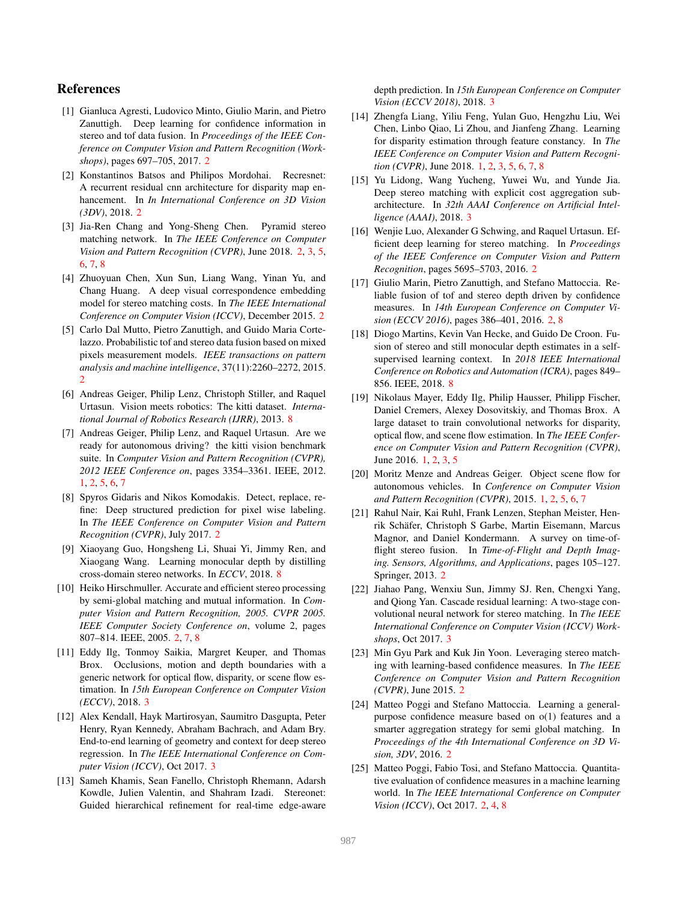## References

[1] Gianluca Agresti, Ludovico Minto, Giulio Marin, and Pietro Zanuttigh. Deep learning for confidence information in stereo and tof data fusion. In *Proceedings of the IEEE Conference on Computer Vision and Pattern Recognition (Workshops)*, pages 697–705, 2017. 2

[2] Konstantinos Batsos and Philipos Mordohai. Recresnet: A recurrent residual cnn architecture for disparity map enhancement. In *In International Conference on 3D Vision (3DV)*, 2018. 2

[3] Jia-Ren Chang and Yong-Sheng Chen. Pyramid stereo matching network. In *The IEEE Conference on Computer Vision and Pattern Recognition (CVPR)*, June 2018. 2, 3, 5, 6, 7, 8

[4] Zhuoyuan Chen, Xun Sun, Liang Wang, Yinan Yu, and Chang Huang. A deep visual correspondence embedding model for stereo matching costs. In *The IEEE International Conference on Computer Vision (ICCV)*, December 2015. 2

[5] Carlo Dal Mutto, Pietro Zanuttigh, and Guido Maria Cortelazzo. Probabilistic tof and stereo data fusion based on mixed pixels measurement models. *IEEE transactions on pattern analysis and machine intelligence*, 37(11):2260–2272, 2015. 2

[6] Andreas Geiger, Philip Lenz, Christoph Stiller, and Raquel Urtasun. Vision meets robotics: The kitti dataset. *International Journal of Robotics Research (IJRR)*, 2013. 8

[7] Andreas Geiger, Philip Lenz, and Raquel Urtasun. Are we ready for autonomous driving? the kitti vision benchmark suite. In *Computer Vision and Pattern Recognition (CVPR), 2012 IEEE Conference on*, pages 3354–3361. IEEE, 2012. 1, 2, 5, 6, 7

[8] Spyros Gidaris and Nikos Komodakis. Detect, replace, refine: Deep structured prediction for pixel wise labeling. In *The IEEE Conference on Computer Vision and Pattern Recognition (CVPR)*, July 2017. 2

[9] Xiaoyang Guo, Hongsheng Li, Shuai Yi, Jimmy Ren, and Xiaogang Wang. Learning monocular depth by distilling cross-domain stereo networks. In *ECCV*, 2018. 8

[10] Heiko Hirschmuller. Accurate and efficient stereo processing by semi-global matching and mutual information. In *Computer Vision and Pattern Recognition, 2005. CVPR 2005. IEEE Computer Society Conference on*, volume 2, pages 807–814. IEEE, 2005. 2, 7, 8

[11] Eddy Ilg, Tonmoy Saikia, Margret Keuper, and Thomas Brox. Occlusions, motion and depth boundaries with a generic network for optical flow, disparity, or scene flow estimation. In *15th European Conference on Computer Vision (ECCV)*, 2018. 3

[12] Alex Kendall, Hayk Martirosyan, Saumitro Dasgupta, Peter Henry, Ryan Kennedy, Abraham Bachrach, and Adam Bry. End-to-end learning of geometry and context for deep stereo regression. In *The IEEE International Conference on Computer Vision (ICCV)*, Oct 2017. 3

[13] Sameh Khamis, Sean Fanello, Christoph Rhemann, Adarsh Kowdle, Julien Valentin, and Shahram Izadi. Stereonet: Guided hierarchical refinement for real-time edge-aware depth prediction. In *15th European Conference on Computer Vision (ECCV 2018)*, 2018. 3

[14] Zhengfa Liang, Yiliu Feng, Yulan Guo, Hengzhu Liu, Wei Chen, Linbo Qiao, Li Zhou, and Jianfeng Zhang. Learning for disparity estimation through feature constancy. In *The IEEE Conference on Computer Vision and Pattern Recognition (CVPR)*, June 2018. 1, 2, 3, 5, 6, 7, 8

[15] Yu Lidong, Wang Yucheng, Yuwei Wu, and Yunde Jia. Deep stereo matching with explicit cost aggregation sub-architecture. In *32th AAAI Conference on Artificial Intelligence (AAAI)*, 2018. 3

[16] Wenjie Luo, Alexander G Schwing, and Raquel Urtasun. Efficient deep learning for stereo matching. In *Proceedings of the IEEE Conference on Computer Vision and Pattern Recognition*, pages 5695–5703, 2016. 2

[17] Giulio Marin, Pietro Zanuttigh, and Stefano Mattoccia. Reliable fusion of tof and stereo depth driven by confidence measures. In *14th European Conference on Computer Vision (ECCV 2016)*, pages 386–401, 2016. 2, 8

[18] Diogo Martins, Kevin Van Hecke, and Guido De Croon. Fusion of stereo and still monocular depth estimates in a self-supervised learning context. In *2018 IEEE International Conference on Robotics and Automation (ICRA)*, pages 849–856. IEEE, 2018. 8

[19] Nikolaus Mayer, Eddy Ilg, Philip Hausser, Philipp Fischer, Daniel Cremers, Alexey Dosovitskiy, and Thomas Brox. A large dataset to train convolutional networks for disparity, optical flow, and scene flow estimation. In *The IEEE Conference on Computer Vision and Pattern Recognition (CVPR)*, June 2016. 1, 2, 3, 5

[20] Moritz Menze and Andreas Geiger. Object scene flow for autonomous vehicles. In *Conference on Computer Vision and Pattern Recognition (CVPR)*, 2015. 1, 2, 5, 6, 7

[21] Rahul Nair, Kai Ruhl, Frank Lenzen, Stephan Meister, Henrik Schäfer, Christoph S Garbe, Martin Eisemann, Marcus Magnor, and Daniel Kondermann. A survey on time-of-flight stereo fusion. In *Time-of-Flight and Depth Imaging. Sensors, Algorithms, and Applications*, pages 105–127. Springer, 2013. 2

[22] Jiahao Pang, Wenxiu Sun, Jimmy SJ. Ren, Chengxi Yang, and Qiong Yan. Cascade residual learning: A two-stage convolutional neural network for stereo matching. In *The IEEE International Conference on Computer Vision (ICCV) Workshops*, Oct 2017. 3

[23] Min Gyu Park and Kuk Jin Yoon. Leveraging stereo matching with learning-based confidence measures. In *The IEEE Conference on Computer Vision and Pattern Recognition (CVPR)*, June 2015. 2

[24] Matteo Poggi and Stefano Mattoccia. Learning a general-purpose confidence measure based on o(1) features and a smarter aggregation strategy for semi global matching. In *Proceedings of the 4th International Conference on 3D Vision, 3DV*, 2016. 2

[25] Matteo Poggi, Fabio Tosi, and Stefano Mattoccia. Quantitative evaluation of confidence measures in a machine learning world. In *The IEEE International Conference on Computer Vision (ICCV)*, Oct 2017. 2, 4, 8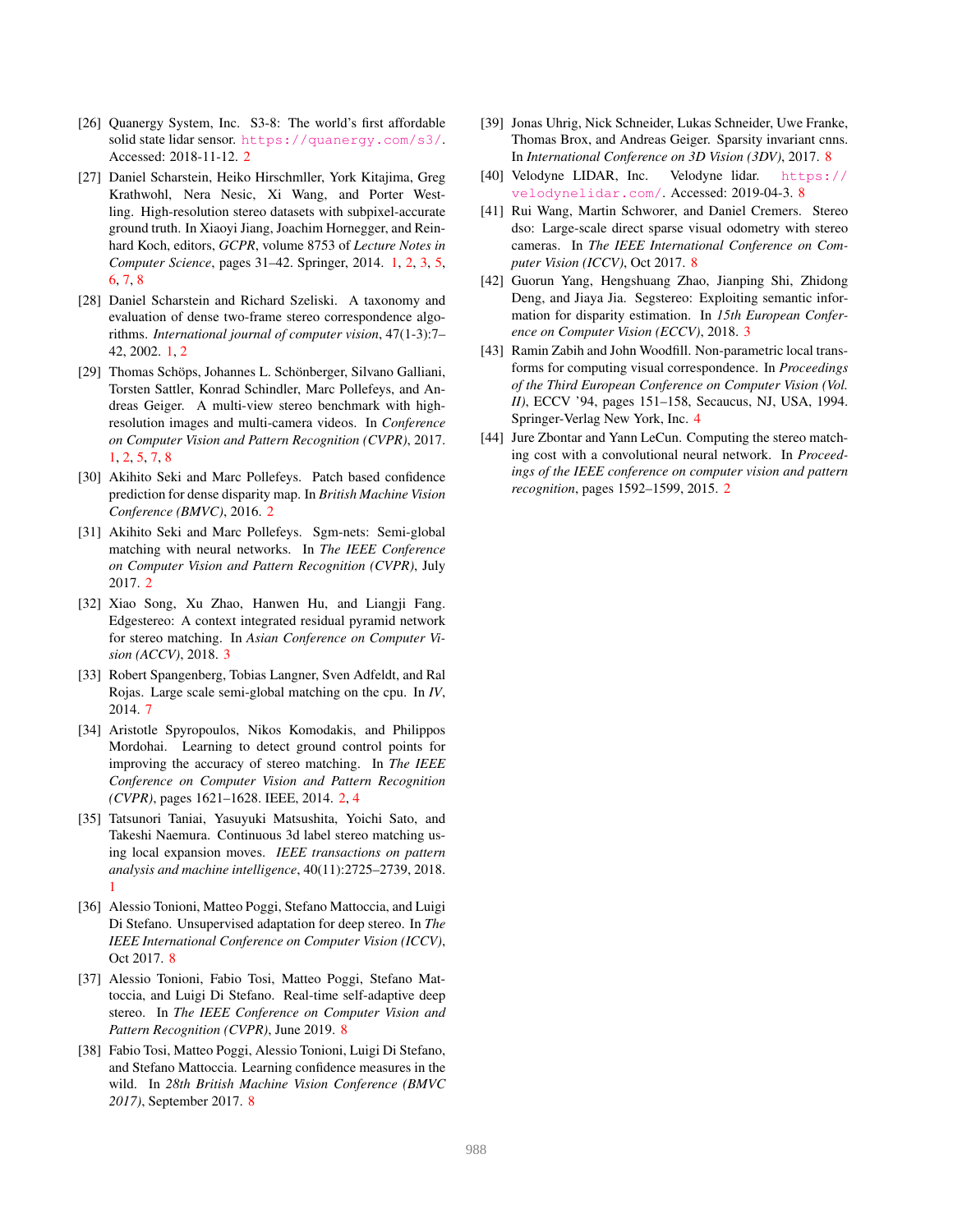[26] Quanergy System, Inc. S3-8: The world's first affordable solid state lidar sensor. https://quanergy.com/s3/. Accessed: 2018-11-12. 2

[27] Daniel Scharstein, Heiko Hirschmller, York Kitajima, Greg Krathwohl, Nera Nesic, Xi Wang, and Porter Westling. High-resolution stereo datasets with subpixel-accurate ground truth. In Xiaoyi Jiang, Joachim Hornegger, and Reinhard Koch, editors, *GCPR*, volume 8753 of *Lecture Notes in Computer Science*, pages 31–42. Springer, 2014. 1, 2, 3, 5, 6, 7, 8

[28] Daniel Scharstein and Richard Szeliski. A taxonomy and evaluation of dense two-frame stereo correspondence algorithms. *International journal of computer vision*, 47(1-3):7–42, 2002. 1, 2

[29] Thomas Schöps, Johannes L. Schönberger, Silvano Galliani, Torsten Sattler, Konrad Schindler, Marc Pollefeys, and Andreas Geiger. A multi-view stereo benchmark with high-resolution images and multi-camera videos. In *Conference on Computer Vision and Pattern Recognition (CVPR)*, 2017. 1, 2, 5, 7, 8

[30] Akihito Seki and Marc Pollefeys. Patch based confidence prediction for dense disparity map. In *British Machine Vision Conference (BMVC)*, 2016. 2

[31] Akihito Seki and Marc Pollefeys. Sgm-nets: Semi-global matching with neural networks. In *The IEEE Conference on Computer Vision and Pattern Recognition (CVPR)*, July 2017. 2

[32] Xiao Song, Xu Zhao, Hanwen Hu, and Liangji Fang. Edgestereo: A context integrated residual pyramid network for stereo matching. In *Asian Conference on Computer Vision (ACCV)*, 2018. 3

[33] Robert Spangenberg, Tobias Langner, Sven Adfeldt, and Ral Rojas. Large scale semi-global matching on the cpu. In *IV*, 2014. 7

[34] Aristotle Spyropoulos, Nikos Komodakis, and Philippos Mordohai. Learning to detect ground control points for improving the accuracy of stereo matching. In *The IEEE Conference on Computer Vision and Pattern Recognition (CVPR)*, pages 1621–1628. IEEE, 2014. 2, 4

[35] Tatsunori Taniai, Yasuyuki Matsushita, Yoichi Sato, and Takeshi Naemura. Continuous 3d label stereo matching using local expansion moves. *IEEE transactions on pattern analysis and machine intelligence*, 40(11):2725–2739, 2018. 1

[36] Alessio Tonioni, Matteo Poggi, Stefano Mattoccia, and Luigi Di Stefano. Unsupervised adaptation for deep stereo. In *The IEEE International Conference on Computer Vision (ICCV)*, Oct 2017. 8

[37] Alessio Tonioni, Fabio Tosi, Matteo Poggi, Stefano Mattoccia, and Luigi Di Stefano. Real-time self-adaptive deep stereo. In *The IEEE Conference on Computer Vision and Pattern Recognition (CVPR)*, June 2019. 8

[38] Fabio Tosi, Matteo Poggi, Alessio Tonioni, Luigi Di Stefano, and Stefano Mattoccia. Learning confidence measures in the wild. In *28th British Machine Vision Conference (BMVC 2017)*, September 2017. 8

[39] Jonas Uhrig, Nick Schneider, Lukas Schneider, Uwe Franke, Thomas Brox, and Andreas Geiger. Sparsity invariant cnns. In *International Conference on 3D Vision (3DV)*, 2017. 8

[40] Velodyne LIDAR, Inc. Velodyne lidar. https://velodynelidar.com/. Accessed: 2019-04-3. 8

[41] Rui Wang, Martin Schworer, and Daniel Cremers. Stereo dso: Large-scale direct sparse visual odometry with stereo cameras. In *The IEEE International Conference on Computer Vision (ICCV)*, Oct 2017. 8

[42] Guorun Yang, Hengshuang Zhao, Jianping Shi, Zhidong Deng, and Jiaya Jia. Segstereo: Exploiting semantic information for disparity estimation. In *15th European Conference on Computer Vision (ECCV)*, 2018. 3

[43] Ramin Zabih and John Woodfill. Non-parametric local transforms for computing visual correspondence. In *Proceedings of the Third European Conference on Computer Vision (Vol. II)*, ECCV '94, pages 151–158, Secaucus, NJ, USA, 1994. Springer-Verlag New York, Inc. 4

[44] Jure Zbontar and Yann LeCun. Computing the stereo matching cost with a convolutional neural network. In *Proceedings of the IEEE conference on computer vision and pattern recognition*, pages 1592–1599, 2015. 2